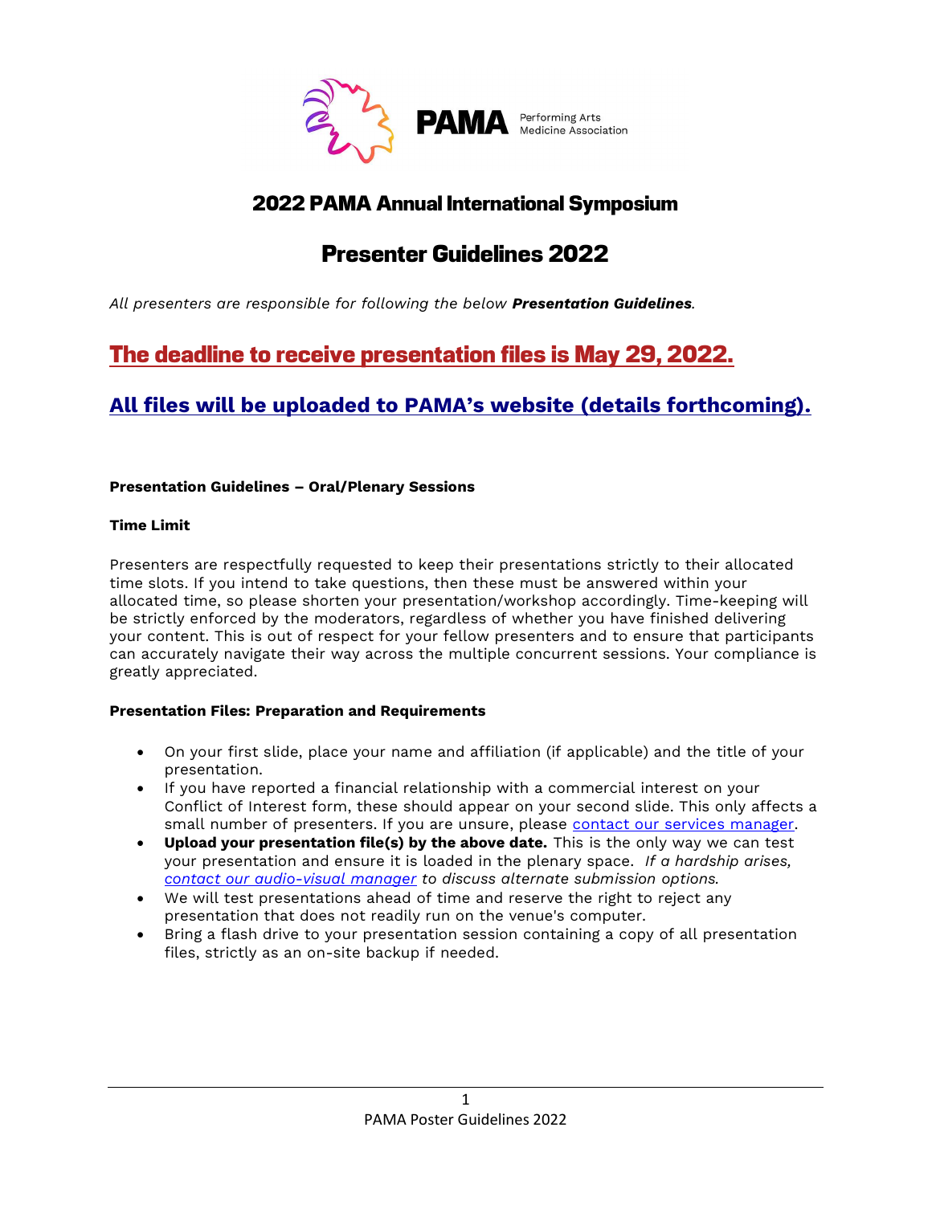PAMA Performing Arts Medicine Association

# 2022 PAMA Annual International Symposium

# Presenter Guidelines 2022

*All presenters are responsible for following the below **Presentation Guidelines**.*

## The deadline to receive presentation files is May 29, 2022.

## All files will be uploaded to PAMA's website (details forthcoming).

**Presentation Guidelines – Oral/Plenary Sessions**

**Time Limit**

Presenters are respectfully requested to keep their presentations strictly to their allocated time slots. If you intend to take questions, then these must be answered within your allocated time, so please shorten your presentation/workshop accordingly. Time-keeping will be strictly enforced by the moderators, regardless of whether you have finished delivering your content. This is out of respect for your fellow presenters and to ensure that participants can accurately navigate their way across the multiple concurrent sessions. Your compliance is greatly appreciated.

**Presentation Files: Preparation and Requirements**

- On your first slide, place your name and affiliation (if applicable) and the title of your presentation.
- If you have reported a financial relationship with a commercial interest on your Conflict of Interest form, these should appear on your second slide. This only affects a small number of presenters. If you are unsure, please contact our services manager.
- **Upload your presentation file(s) by the above date.** This is the only way we can test your presentation and ensure it is loaded in the plenary space. *If a hardship arises, contact our audio-visual manager to discuss alternate submission options.*
- We will test presentations ahead of time and reserve the right to reject any presentation that does not readily run on the venue's computer.
- Bring a flash drive to your presentation session containing a copy of all presentation files, strictly as an on-site backup if needed.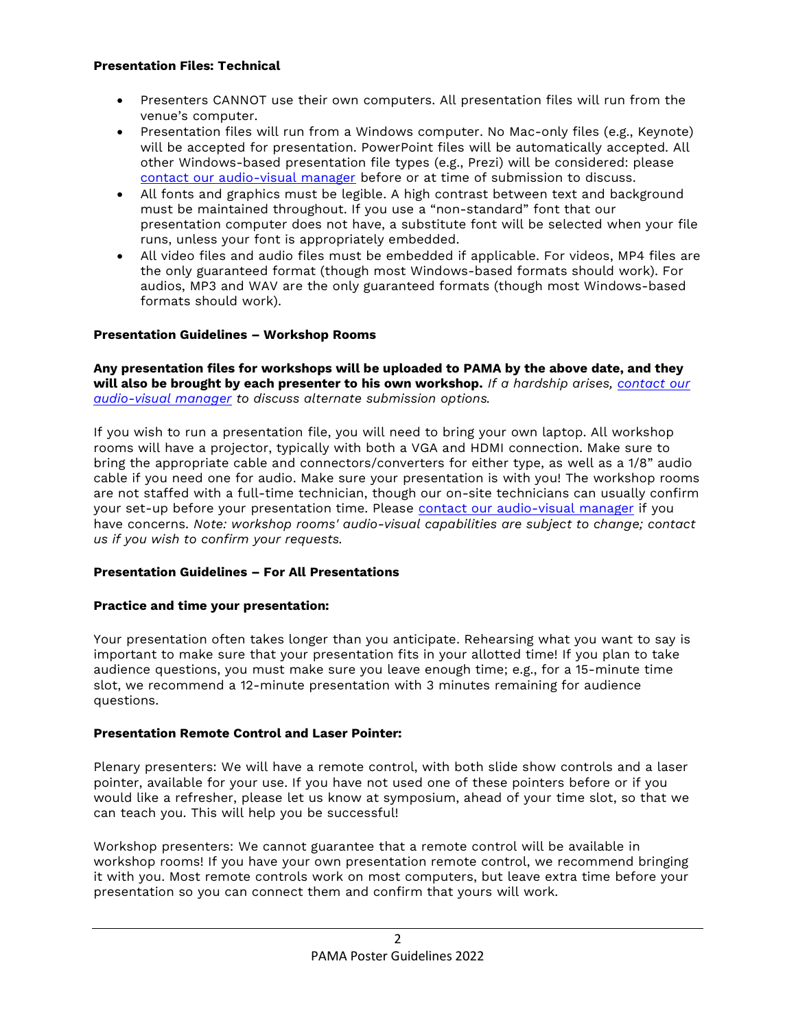**Presentation Files: Technical**

- Presenters CANNOT use their own computers. All presentation files will run from the venue's computer.
- Presentation files will run from a Windows computer. No Mac-only files (e.g., Keynote) will be accepted for presentation. PowerPoint files will be automatically accepted. All other Windows-based presentation file types (e.g., Prezi) will be considered: please contact our audio-visual manager before or at time of submission to discuss.
- All fonts and graphics must be legible. A high contrast between text and background must be maintained throughout. If you use a "non-standard" font that our presentation computer does not have, a substitute font will be selected when your file runs, unless your font is appropriately embedded.
- All video files and audio files must be embedded if applicable. For videos, MP4 files are the only guaranteed format (though most Windows-based formats should work). For audios, MP3 and WAV are the only guaranteed formats (though most Windows-based formats should work).

**Presentation Guidelines – Workshop Rooms**

**Any presentation files for workshops will be uploaded to PAMA by the above date, and they will also be brought by each presenter to his own workshop.** *If a hardship arises, contact our audio-visual manager to discuss alternate submission options.*

If you wish to run a presentation file, you will need to bring your own laptop. All workshop rooms will have a projector, typically with both a VGA and HDMI connection. Make sure to bring the appropriate cable and connectors/converters for either type, as well as a 1/8" audio cable if you need one for audio. Make sure your presentation is with you! The workshop rooms are not staffed with a full-time technician, though our on-site technicians can usually confirm your set-up before your presentation time. Please contact our audio-visual manager if you have concerns. *Note: workshop rooms' audio-visual capabilities are subject to change; contact us if you wish to confirm your requests.*

**Presentation Guidelines – For All Presentations**

**Practice and time your presentation:**

Your presentation often takes longer than you anticipate. Rehearsing what you want to say is important to make sure that your presentation fits in your allotted time! If you plan to take audience questions, you must make sure you leave enough time; e.g., for a 15-minute time slot, we recommend a 12-minute presentation with 3 minutes remaining for audience questions.

**Presentation Remote Control and Laser Pointer:**

Plenary presenters: We will have a remote control, with both slide show controls and a laser pointer, available for your use. If you have not used one of these pointers before or if you would like a refresher, please let us know at symposium, ahead of your time slot, so that we can teach you. This will help you be successful!

Workshop presenters: We cannot guarantee that a remote control will be available in workshop rooms! If you have your own presentation remote control, we recommend bringing it with you. Most remote controls work on most computers, but leave extra time before your presentation so you can connect them and confirm that yours will work.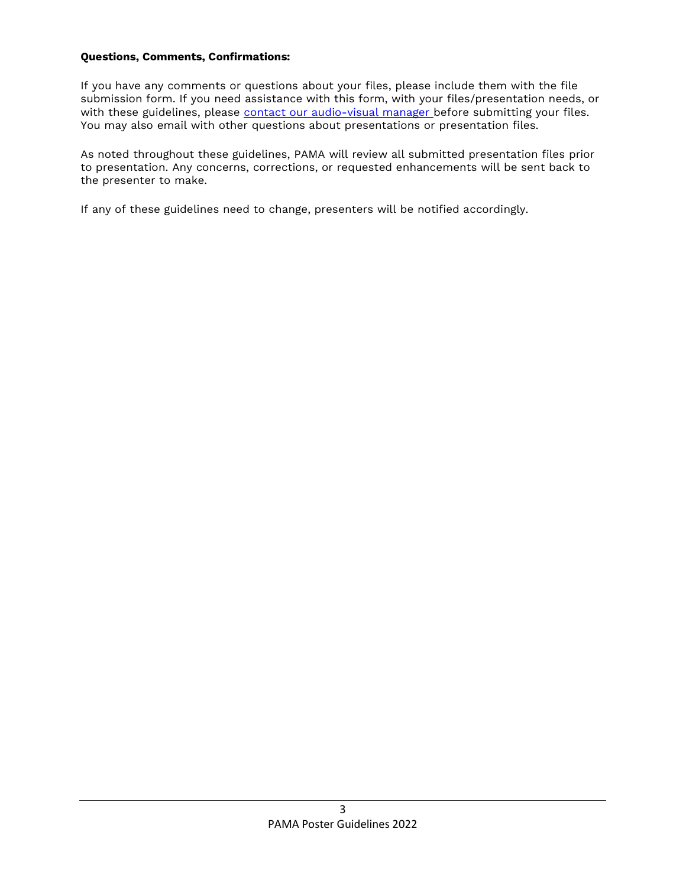**Questions, Comments, Confirmations:**

If you have any comments or questions about your files, please include them with the file submission form. If you need assistance with this form, with your files/presentation needs, or with these guidelines, please contact our audio-visual manager before submitting your files. You may also email with other questions about presentations or presentation files.

As noted throughout these guidelines, PAMA will review all submitted presentation files prior to presentation. Any concerns, corrections, or requested enhancements will be sent back to the presenter to make.

If any of these guidelines need to change, presenters will be notified accordingly.